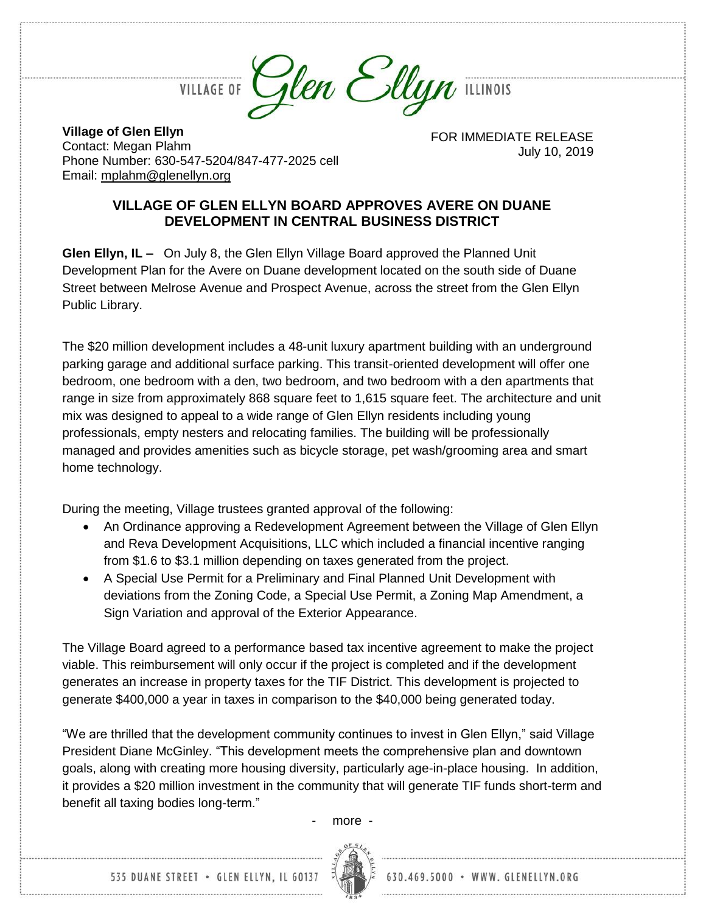VILLAGE OF *Glen Ellyn* ILLINOIS

**Village of Glen Ellyn**
Contact: Megan Plahm
Phone Number: 630-547-5204/847-477-2025 cell
Email: mplahm@glenellyn.org

FOR IMMEDIATE RELEASE
July 10, 2019

## VILLAGE OF GLEN ELLYN BOARD APPROVES AVERE ON DUANE DEVELOPMENT IN CENTRAL BUSINESS DISTRICT

**Glen Ellyn, IL –** On July 8, the Glen Ellyn Village Board approved the Planned Unit Development Plan for the Avere on Duane development located on the south side of Duane Street between Melrose Avenue and Prospect Avenue, across the street from the Glen Ellyn Public Library.

The $20 million development includes a 48-unit luxury apartment building with an underground parking garage and additional surface parking. This transit-oriented development will offer one bedroom, one bedroom with a den, two bedroom, and two bedroom with a den apartments that range in size from approximately 868 square feet to 1,615 square feet. The architecture and unit mix was designed to appeal to a wide range of Glen Ellyn residents including young professionals, empty nesters and relocating families. The building will be professionally managed and provides amenities such as bicycle storage, pet wash/grooming area and smart home technology.

During the meeting, Village trustees granted approval of the following:

- An Ordinance approving a Redevelopment Agreement between the Village of Glen Ellyn and Reva Development Acquisitions, LLC which included a financial incentive ranging from $1.6 to $3.1 million depending on taxes generated from the project.
- A Special Use Permit for a Preliminary and Final Planned Unit Development with deviations from the Zoning Code, a Special Use Permit, a Zoning Map Amendment, a Sign Variation and approval of the Exterior Appearance.

The Village Board agreed to a performance based tax incentive agreement to make the project viable. This reimbursement will only occur if the project is completed and if the development generates an increase in property taxes for the TIF District. This development is projected to generate $400,000 a year in taxes in comparison to the $40,000 being generated today.

"We are thrilled that the development community continues to invest in Glen Ellyn," said Village President Diane McGinley. "This development meets the comprehensive plan and downtown goals, along with creating more housing diversity, particularly age-in-place housing. In addition, it provides a $20 million investment in the community that will generate TIF funds short-term and benefit all taxing bodies long-term."

\- more -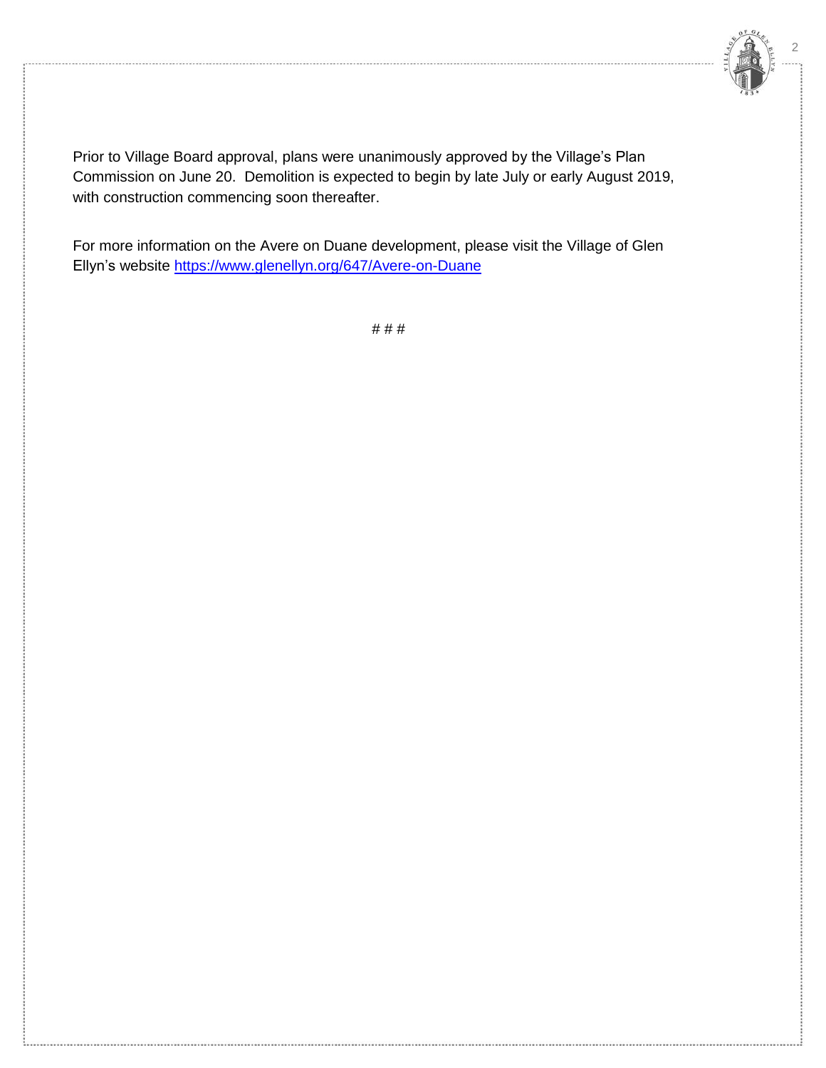Prior to Village Board approval, plans were unanimously approved by the Village's Plan Commission on June 20. Demolition is expected to begin by late July or early August 2019, with construction commencing soon thereafter.

For more information on the Avere on Duane development, please visit the Village of Glen Ellyn's website [https://www.glenellyn.org/647/Avere-on-Duane](https://www.glenellyn.org/647/Avere-on-Duane)

# # #